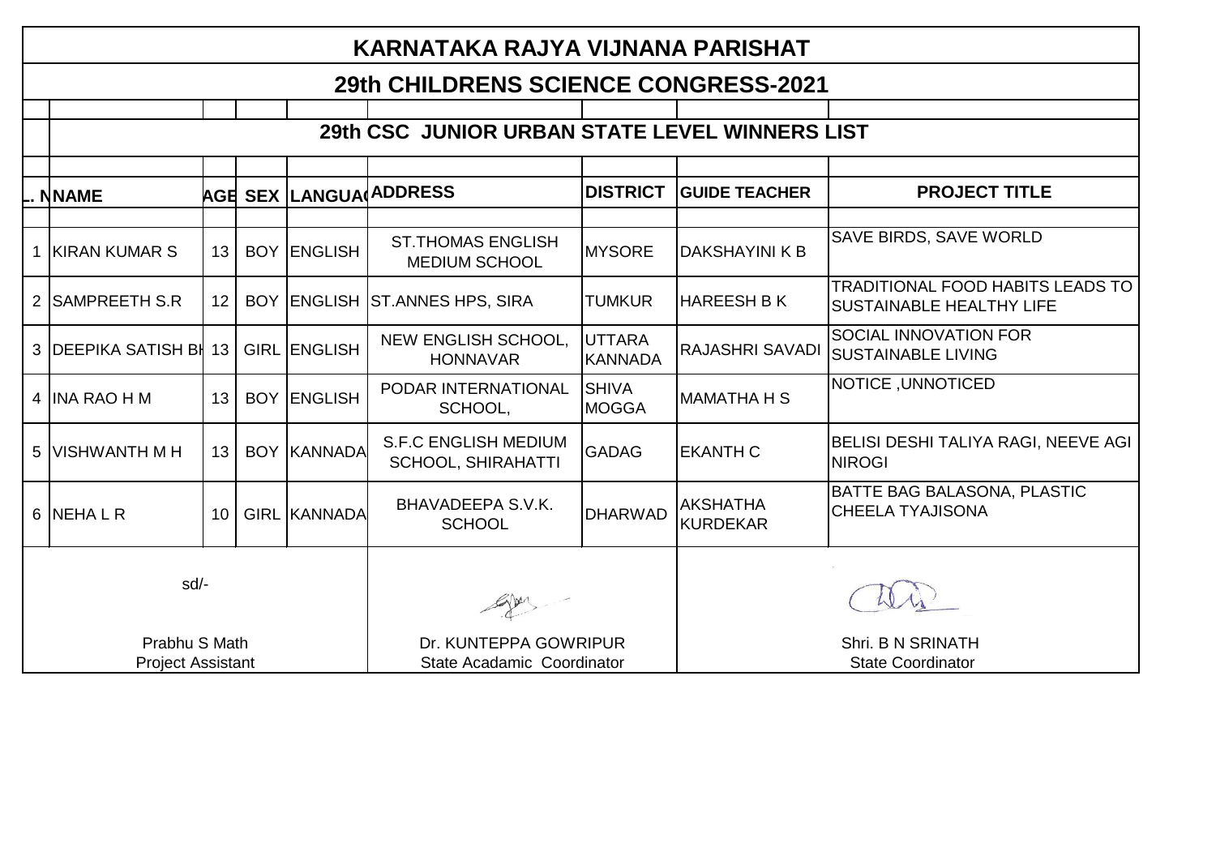# KARNATAKA RAJYA VIJNANA PARISHAT

## 29th CHILDRENS SCIENCE CONGRESS-2021

### 29th CSC JUNIOR URBAN STATE LEVEL WINNERS LIST

| . N | NAME | AGE | SEX | LANGUAG | ADDRESS | DISTRICT | GUIDE TEACHER | PROJECT TITLE |
|---|---|---|---|---|---|---|---|---|
| 1 | KIRAN KUMAR S | 13 | BOY | ENGLISH | ST.THOMAS ENGLISH MEDIUM SCHOOL | MYSORE | DAKSHAYINI K B | SAVE BIRDS, SAVE WORLD |
| 2 | SAMPREETH S.R | 12 | BOY | ENGLISH | ST.ANNES HPS, SIRA | TUMKUR | HAREESH B K | TRADITIONAL FOOD HABITS LEADS TO SUSTAINABLE HEALTHY LIFE |
| 3 | DEEPIKA SATISH BH | 13 | GIRL | ENGLISH | NEW ENGLISH SCHOOL, HONNAVAR | UTTARA KANNADA | RAJASHRI SAVADI | SOCIAL INNOVATION FOR SUSTAINABLE LIVING |
| 4 | INA RAO H M | 13 | BOY | ENGLISH | PODAR INTERNATIONAL SCHOOL, | SHIVA MOGGA | MAMATHA H S | NOTICE ,UNNOTICED |
| 5 | VISHWANTH M H | 13 | BOY | KANNADA | S.F.C ENGLISH MEDIUM SCHOOL, SHIRAHATTI | GADAG | EKANTH C | BELISI DESHI TALIYA RAGI, NEEVE AGI NIROGI |
| 6 | NEHA L R | 10 | GIRL | KANNADA | BHAVADEEPA S.V.K. SCHOOL | DHARWAD | AKSHATHA KURDEKAR | BATTE BAG BALASONA, PLASTIC CHEELA TYAJISONA |

| sd/- | | |
|---|---|---|
| Prabhu S Math | Dr. KUNTEPPA GOWRIPUR | Shri. B N SRINATH |
| Project Assistant | State Acadamic Coordinator | State Coordinator |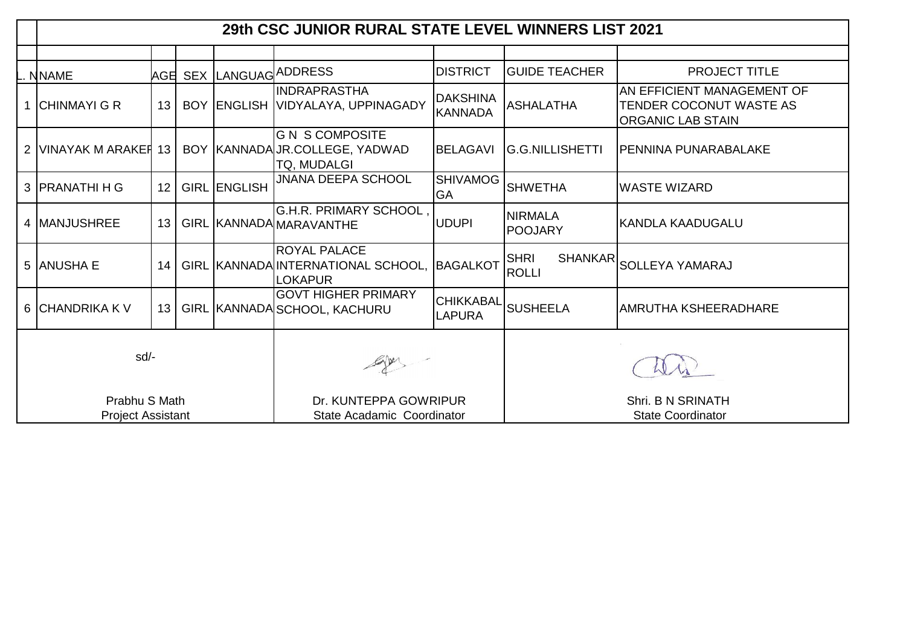# 29th CSC JUNIOR RURAL STATE LEVEL WINNERS LIST 2021

| . N | NAME | AGE | SEX | LANGUAG | ADDRESS | DISTRICT | GUIDE TEACHER | PROJECT TITLE |
|---|---|---|---|---|---|---|---|---|
| 1 | CHINMAYI G R | 13 | BOY | ENGLISH | INDRAPRASTHA VIDYALAYA, UPPINAGADY | DAKSHINA KANNADA | ASHALATHA | AN EFFICIENT MANAGEMENT OF TENDER COCONUT WASTE AS ORGANIC LAB STAIN |
| 2 | VINAYAK M ARAKER | 13 | BOY | KANNADA | G N S COMPOSITE JR.COLLEGE, YADWAD TQ, MUDALGI | BELAGAVI | G.G.NILLISHETTI | PENNINA PUNARABALAKE |
| 3 | PRANATHI H G | 12 | GIRL | ENGLISH | JNANA DEEPA SCHOOL | SHIVAMOGGA | SHWETHA | WASTE WIZARD |
| 4 | MANJUSHREE | 13 | GIRL | KANNADA | G.H.R. PRIMARY SCHOOL , MARAVANTHE | UDUPI | NIRMALA POOJARY | KANDLA KAADUGALU |
| 5 | ANUSHA E | 14 | GIRL | KANNADA | ROYAL PALACE INTERNATIONAL SCHOOL, LOKAPUR | BAGALKOT | SHRI SHANKAR ROLLI | SOLLEYA YAMARAJ |
| 6 | CHANDRIKA K V | 13 | GIRL | KANNADA | GOVT HIGHER PRIMARY SCHOOL, KACHURU | CHIKKABALLAPURA | SUSHEELA | AMRUTHA KSHEERADHARE |

| sd/- | | |
|---|---|---|
| Prabhu S Math<br>Project Assistant | Dr. KUNTEPPA GOWRIPUR<br>State Acadamic Coordinator | Shri. B N SRINATH<br>State Coordinator |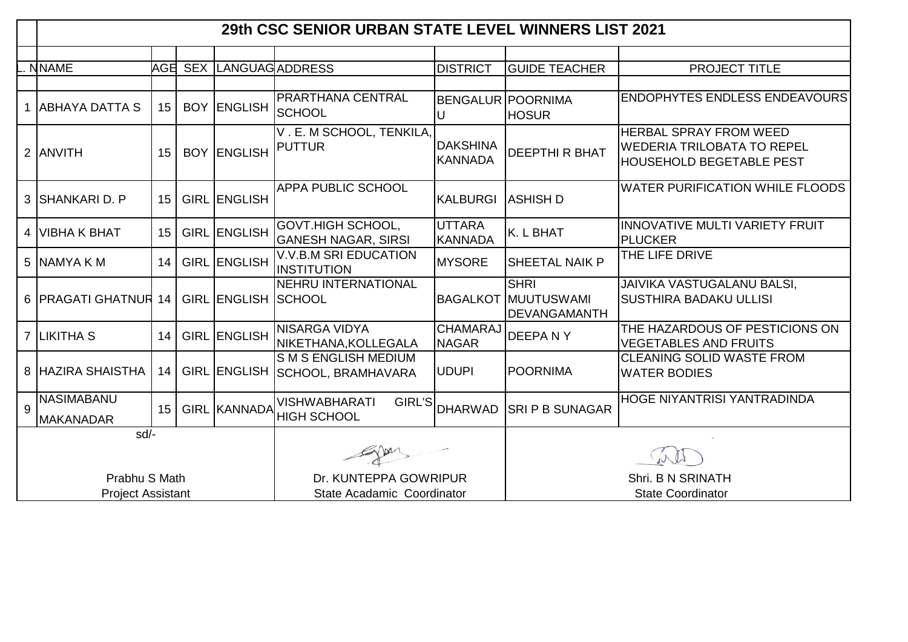# 29th CSC SENIOR URBAN STATE LEVEL WINNERS LIST 2021

| L. N | NAME | AGE | SEX | LANGUAG | ADDRESS | DISTRICT | GUIDE TEACHER | PROJECT TITLE |
|---|---|---|---|---|---|---|---|---|
| 1 | ABHAYA DATTA S | 15 | BOY | ENGLISH | PRARTHANA CENTRAL SCHOOL | BENGALURU | POORNIMA HOSUR | ENDOPHYTES ENDLESS ENDEAVOURS |
| 2 | ANVITH | 15 | BOY | ENGLISH | V . E. M SCHOOL, TENKILA, PUTTUR | DAKSHINA KANNADA | DEEPTHI R BHAT | HERBAL SPRAY FROM WEED WEDERIA TRILOBATA TO REPEL HOUSEHOLD BEGETABLE PEST |
| 3 | SHANKARI D. P | 15 | GIRL | ENGLISH | APPA PUBLIC SCHOOL | KALBURGI | ASHISH D | WATER PURIFICATION WHILE FLOODS |
| 4 | VIBHA K BHAT | 15 | GIRL | ENGLISH | GOVT.HIGH SCHOOL, GANESH NAGAR, SIRSI | UTTARA KANNADA | K. L BHAT | INNOVATIVE MULTI VARIETY FRUIT PLUCKER |
| 5 | NAMYA K M | 14 | GIRL | ENGLISH | V.V.B.M SRI EDUCATION INSTITUTION | MYSORE | SHEETAL NAIK P | THE LIFE DRIVE |
| 6 | PRAGATI GHATNUR | 14 | GIRL | ENGLISH | NEHRU INTERNATIONAL SCHOOL | BAGALKOT | SHRI MUUTUSWAMI DEVANGAMANTH | JAIVIKA VASTUGALANU BALSI, SUSTHIRA BADAKU ULLISI |
| 7 | LIKITHA S | 14 | GIRL | ENGLISH | NISARGA VIDYA NIKETHANA,KOLLEGALA | CHAMARAJ NAGAR | DEEPA N Y | THE HAZARDOUS OF PESTICIONS ON VEGETABLES AND FRUITS |
| 8 | HAZIRA SHAISTHA | 14 | GIRL | ENGLISH | S M S ENGLISH MEDIUM SCHOOL, BRAMHAVARA | UDUPI | POORNIMA | CLEANING SOLID WASTE FROM WATER BODIES |
| 9 | NASIMABANU MAKANADAR | 15 | GIRL | KANNADA | VISHWABHARATI GIRL'S HIGH SCHOOL | DHARWAD | SRI P B SUNAGAR | HOGE NIYANTRISI YANTRADINDA |

| sd/- | | |
|---|---|---|
| Prabhu S Math | Dr. KUNTEPPA GOWRIPUR | Shri. B N SRINATH |
| Project Assistant | State Acadamic Coordinator | State Coordinator |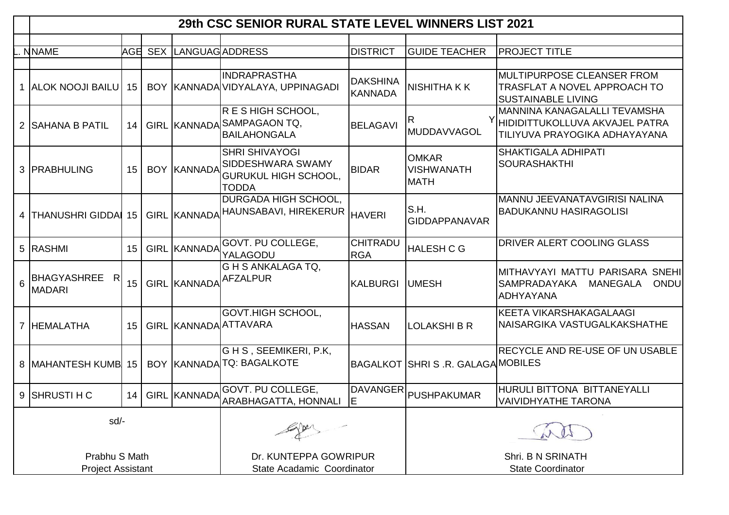# 29th CSC SENIOR RURAL STATE LEVEL WINNERS LIST 2021

| . N | NAME | AGE | SEX | LANGUAG | ADDRESS | DISTRICT | GUIDE TEACHER | PROJECT TITLE |
|---|---|---|---|---|---|---|---|---|
| 1 | ALOK NOOJI BAILU | 15 | BOY | KANNADA | INDRAPRASTHA VIDYALAYA, UPPINAGADI | DAKSHINA KANNADA | NISHITHA K K | MULTIPURPOSE CLEANSER FROM TRASFLAT A NOVEL APPROACH TO SUSTAINABLE LIVING |
| 2 | SAHANA B PATIL | 14 | GIRL | KANNADA | R E S HIGH SCHOOL, SAMPAGAON TQ, BAILAHONGALA | BELAGAVI | R Y MUDDAVVAGOL | MANNINA KANAGALALLI TEVAMSHA HIDIDITTUKOLLUVA AKVAJEL PATRA TILIYUVA PRAYOGIKA ADHAYAYANA |
| 3 | PRABHULING | 15 | BOY | KANNADA | SHRI SHIVAYOGI SIDDESHWARA SWAMY GURUKUL HIGH SCHOOL, TODDA | BIDAR | OMKAR VISHWANATH MATH | SHAKTIGALA ADHIPATI SOURASHAKTHI |
| 4 | THANUSHRI GIDDAI | 15 | GIRL | KANNADA | DURGADA HIGH SCHOOL, HAUNSABAVI, HIREKERUR | HAVERI | S.H. GIDDAPPANAVAR | MANNU JEEVANATAVGIRISI NALINA BADUKANNU HASIRAGOLISI |
| 5 | RASHMI | 15 | GIRL | KANNADA | GOVT. PU COLLEGE, YALAGODU | CHITRADURGA | HALESH C G | DRIVER ALERT COOLING GLASS |
| 6 | BHAGYASHREE R MADARI | 15 | GIRL | KANNADA | G H S ANKALAGA TQ, AFZALPUR | KALBURGI | UMESH | MITHAVYAYI MATTU PARISARA SNEHI SAMPRADAYAKA MANEGALA ONDU ADHYAYANA |
| 7 | HEMALATHA | 15 | GIRL | KANNADA | GOVT.HIGH SCHOOL, ATTAVARA | HASSAN | LOLAKSHI B R | KEETA VIKARSHAKAGALAAGI NAISARGIKA VASTUGALKAKSHATHE |
| 8 | MAHANTESH KUMB | 15 | BOY | KANNADA | G H S , SEEMIKERI, P.K, TQ: BAGALKOTE | BAGALKOT | SHRI S .R. GALAGA | RECYCLE AND RE-USE OF UN USABLE MOBILES |
| 9 | SHRUSTI H C | 14 | GIRL | KANNADA | GOVT. PU COLLEGE, ARABHAGATTA, HONNALI | DAVANGERE | PUSHPAKUMAR | HURULI BITTONA BITTANEYALLI VAIVIDHYATHE TARONA |

| | | |
|---|---|---|
| sd/- | | |
| Prabhu S Math | Dr. KUNTEPPA GOWRIPUR | Shri. B N SRINATH |
| Project Assistant | State Acadamic Coordinator | State Coordinator |